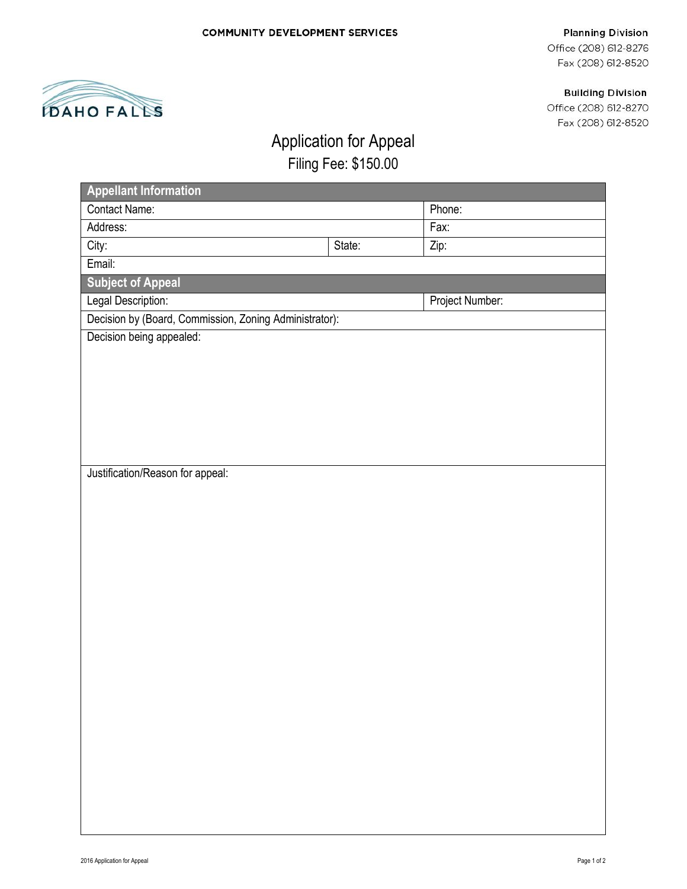COMMUNITY DEVELOPMENT SERVICES

**Planning Division**
Office (208) 612-8276
Fax (208) 612-8520

**Building Division**
Office (208) 612-8270
Fax (208) 612-8520

IDAHO FALLS

# Application for Appeal

## Filing Fee: $150.00

| **Appellant Information** | | |
|---|---|---|
| Contact Name: | | Phone: |
| Address: | | Fax: |
| City: | State: | Zip: |
| Email: | | |
| **Subject of Appeal** | | |
| Legal Description: | | Project Number: |
| Decision by (Board, Commission, Zoning Administrator): | | |
| Decision being appealed: | | |
| Justification/Reason for appeal: | | |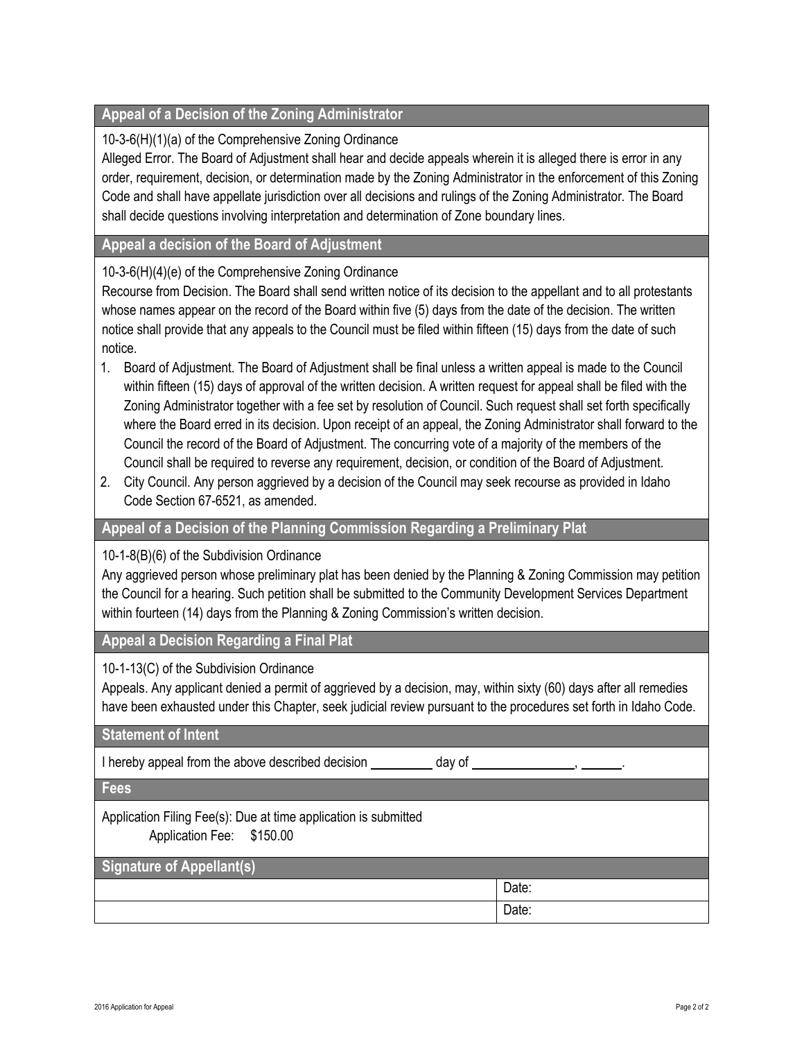## Appeal of a Decision of the Zoning Administrator

10-3-6(H)(1)(a) of the Comprehensive Zoning Ordinance

Alleged Error. The Board of Adjustment shall hear and decide appeals wherein it is alleged there is error in any order, requirement, decision, or determination made by the Zoning Administrator in the enforcement of this Zoning Code and shall have appellate jurisdiction over all decisions and rulings of the Zoning Administrator. The Board shall decide questions involving interpretation and determination of Zone boundary lines.

## Appeal a decision of the Board of Adjustment

10-3-6(H)(4)(e) of the Comprehensive Zoning Ordinance

Recourse from Decision. The Board shall send written notice of its decision to the appellant and to all protestants whose names appear on the record of the Board within five (5) days from the date of the decision. The written notice shall provide that any appeals to the Council must be filed within fifteen (15) days from the date of such notice.

1. Board of Adjustment. The Board of Adjustment shall be final unless a written appeal is made to the Council within fifteen (15) days of approval of the written decision. A written request for appeal shall be filed with the Zoning Administrator together with a fee set by resolution of Council. Such request shall set forth specifically where the Board erred in its decision. Upon receipt of an appeal, the Zoning Administrator shall forward to the Council the record of the Board of Adjustment. The concurring vote of a majority of the members of the Council shall be required to reverse any requirement, decision, or condition of the Board of Adjustment.
2. City Council. Any person aggrieved by a decision of the Council may seek recourse as provided in Idaho Code Section 67-6521, as amended.

## Appeal of a Decision of the Planning Commission Regarding a Preliminary Plat

10-1-8(B)(6) of the Subdivision Ordinance

Any aggrieved person whose preliminary plat has been denied by the Planning & Zoning Commission may petition the Council for a hearing. Such petition shall be submitted to the Community Development Services Department within fourteen (14) days from the Planning & Zoning Commission's written decision.

## Appeal a Decision Regarding a Final Plat

10-1-13(C) of the Subdivision Ordinance

Appeals. Any applicant denied a permit of aggrieved by a decision, may, within sixty (60) days after all remedies have been exhausted under this Chapter, seek judicial review pursuant to the procedures set forth in Idaho Code.

## Statement of Intent

I hereby appeal from the above described decision _________ day of _______________, ______.

## Fees

Application Filing Fee(s): Due at time application is submitted

Application Fee: $150.00

## Signature of Appellant(s)

| | |
|---|---|
| | Date: |
| | Date: |